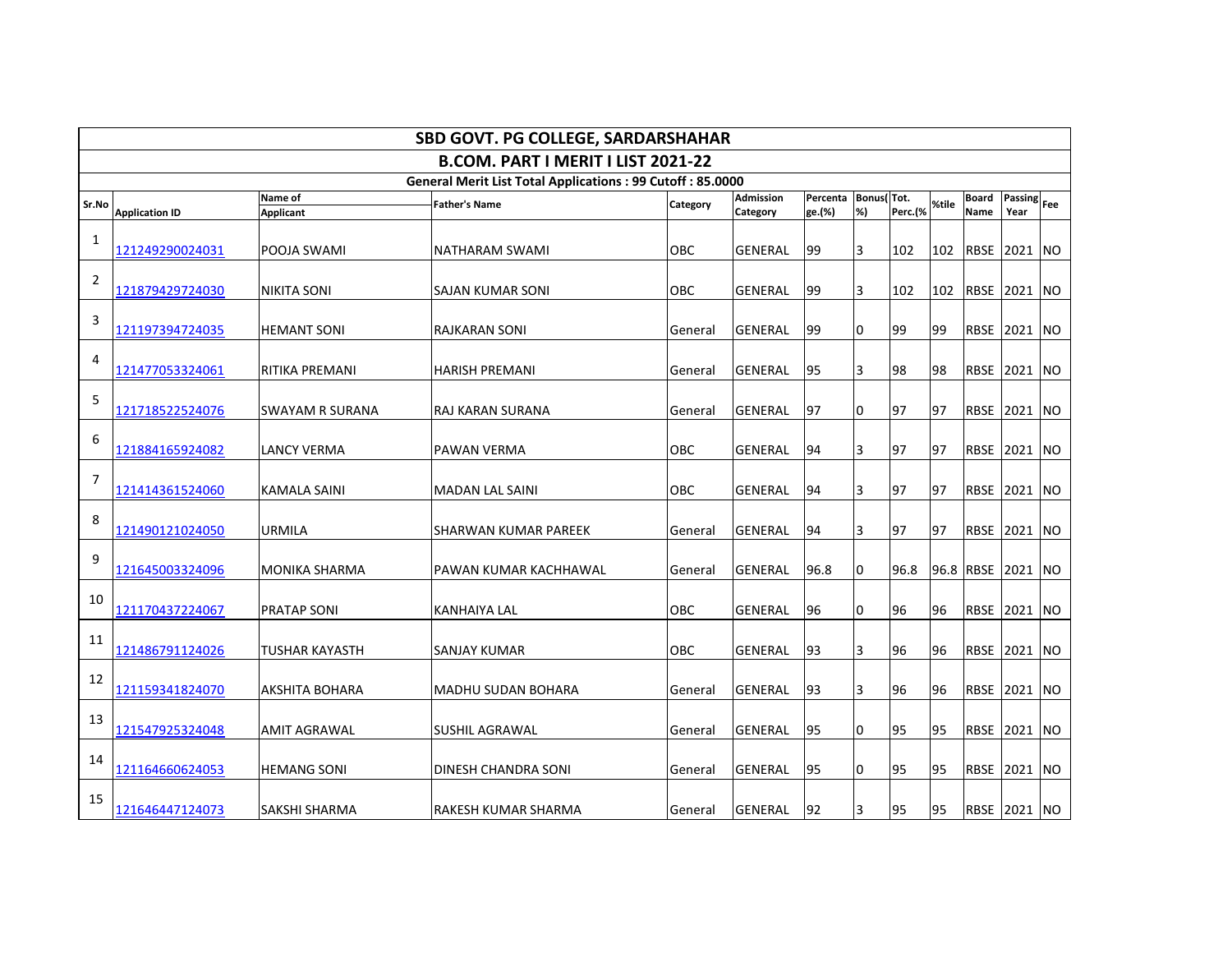# SBD GOVT. PG COLLEGE, SARDARSHAHAR

## B.COM. PART I MERIT I LIST 2021-22

**General Merit List Total Applications : 99 Cutoff : 85.0000**

| Sr.No | Application ID | Name of Applicant | Father's Name | Category | Admission Category | Percentage.(%) | Bonus(%) | Tot. Perc.(% | %tile | Board Name | Passing Year | Fee |
|---|---|---|---|---|---|---|---|---|---|---|---|---|
| 1 | 121249290024031 | POOJA SWAMI | NATHARAM SWAMI | OBC | GENERAL | 99 | 3 | 102 | 102 | RBSE | 2021 | NO |
| 2 | 121879429724030 | NIKITA SONI | SAJAN KUMAR SONI | OBC | GENERAL | 99 | 3 | 102 | 102 | RBSE | 2021 | NO |
| 3 | 121197394724035 | HEMANT SONI | RAJKARAN SONI | General | GENERAL | 99 | 0 | 99 | 99 | RBSE | 2021 | NO |
| 4 | 121477053324061 | RITIKA PREMANI | HARISH PREMANI | General | GENERAL | 95 | 3 | 98 | 98 | RBSE | 2021 | NO |
| 5 | 121718522524076 | SWAYAM R SURANA | RAJ KARAN SURANA | General | GENERAL | 97 | 0 | 97 | 97 | RBSE | 2021 | NO |
| 6 | 121884165924082 | LANCY VERMA | PAWAN VERMA | OBC | GENERAL | 94 | 3 | 97 | 97 | RBSE | 2021 | NO |
| 7 | 121414361524060 | KAMALA SAINI | MADAN LAL SAINI | OBC | GENERAL | 94 | 3 | 97 | 97 | RBSE | 2021 | NO |
| 8 | 121490121024050 | URMILA | SHARWAN KUMAR PAREEK | General | GENERAL | 94 | 3 | 97 | 97 | RBSE | 2021 | NO |
| 9 | 121645003324096 | MONIKA SHARMA | PAWAN KUMAR KACHHAWAL | General | GENERAL | 96.8 | 0 | 96.8 | 96.8 | RBSE | 2021 | NO |
| 10 | 121170437224067 | PRATAP SONI | KANHAIYA LAL | OBC | GENERAL | 96 | 0 | 96 | 96 | RBSE | 2021 | NO |
| 11 | 121486791124026 | TUSHAR KAYASTH | SANJAY KUMAR | OBC | GENERAL | 93 | 3 | 96 | 96 | RBSE | 2021 | NO |
| 12 | 121159341824070 | AKSHITA BOHARA | MADHU SUDAN BOHARA | General | GENERAL | 93 | 3 | 96 | 96 | RBSE | 2021 | NO |
| 13 | 121547925324048 | AMIT AGRAWAL | SUSHIL AGRAWAL | General | GENERAL | 95 | 0 | 95 | 95 | RBSE | 2021 | NO |
| 14 | 121164660624053 | HEMANG SONI | DINESH CHANDRA SONI | General | GENERAL | 95 | 0 | 95 | 95 | RBSE | 2021 | NO |
| 15 | 121646447124073 | SAKSHI SHARMA | RAKESH KUMAR SHARMA | General | GENERAL | 92 | 3 | 95 | 95 | RBSE | 2021 | NO |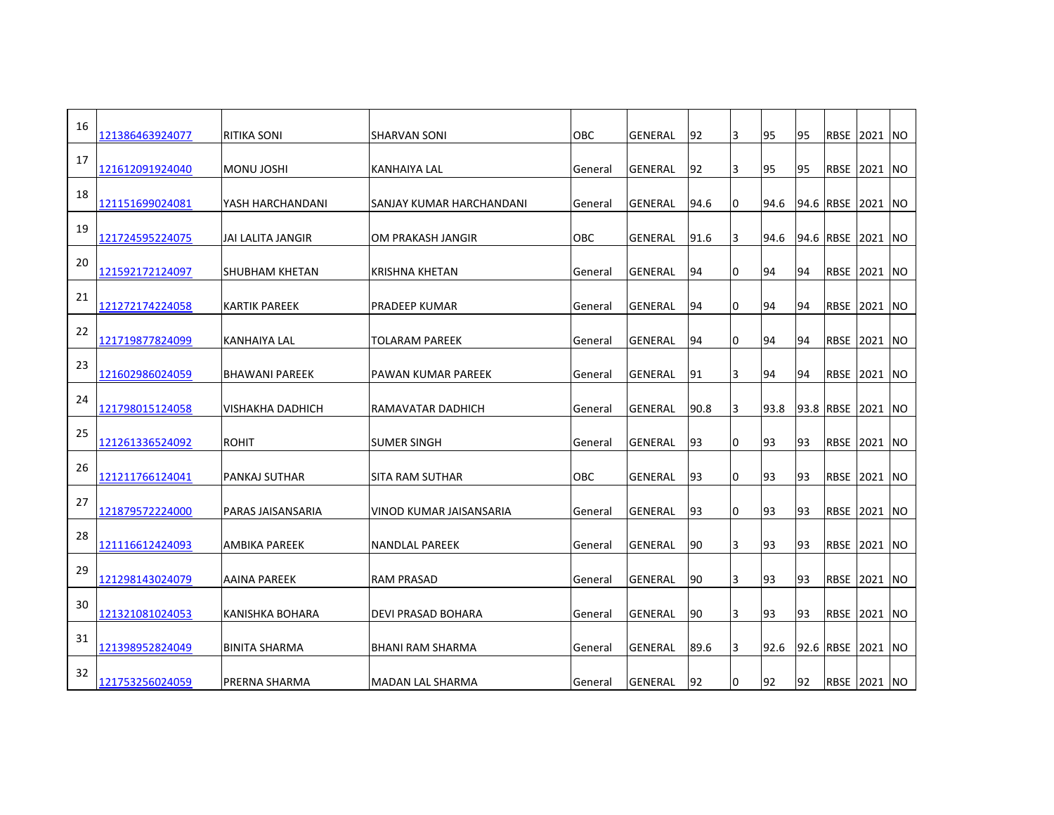| | | | | | | | | | | | | |
|---|---|---|---|---|---|---|---|---|---|---|---|---|
| 16 | 121386463924077 | RITIKA SONI | SHARVAN SONI | OBC | GENERAL | 92 | 3 | 95 | 95 | RBSE | 2021 | NO |
| 17 | 121612091924040 | MONU JOSHI | KANHAIYA LAL | General | GENERAL | 92 | 3 | 95 | 95 | RBSE | 2021 | NO |
| 18 | 121151699024081 | YASH HARCHANDANI | SANJAY KUMAR HARCHANDANI | General | GENERAL | 94.6 | 0 | 94.6 | 94.6 | RBSE | 2021 | NO |
| 19 | 121724595224075 | JAI LALITA JANGIR | OM PRAKASH JANGIR | OBC | GENERAL | 91.6 | 3 | 94.6 | 94.6 | RBSE | 2021 | NO |
| 20 | 121592172124097 | SHUBHAM KHETAN | KRISHNA KHETAN | General | GENERAL | 94 | 0 | 94 | 94 | RBSE | 2021 | NO |
| 21 | 121272174224058 | KARTIK PAREEK | PRADEEP KUMAR | General | GENERAL | 94 | 0 | 94 | 94 | RBSE | 2021 | NO |
| 22 | 121719877824099 | KANHAIYA LAL | TOLARAM PAREEK | General | GENERAL | 94 | 0 | 94 | 94 | RBSE | 2021 | NO |
| 23 | 121602986024059 | BHAWANI PAREEK | PAWAN KUMAR PAREEK | General | GENERAL | 91 | 3 | 94 | 94 | RBSE | 2021 | NO |
| 24 | 121798015124058 | VISHAKHA DADHICH | RAMAVATAR DADHICH | General | GENERAL | 90.8 | 3 | 93.8 | 93.8 | RBSE | 2021 | NO |
| 25 | 121261336524092 | ROHIT | SUMER SINGH | General | GENERAL | 93 | 0 | 93 | 93 | RBSE | 2021 | NO |
| 26 | 121211766124041 | PANKAJ SUTHAR | SITA RAM SUTHAR | OBC | GENERAL | 93 | 0 | 93 | 93 | RBSE | 2021 | NO |
| 27 | 121879572224000 | PARAS JAISANSARIA | VINOD KUMAR JAISANSARIA | General | GENERAL | 93 | 0 | 93 | 93 | RBSE | 2021 | NO |
| 28 | 121116612424093 | AMBIKA PAREEK | NANDLAL PAREEK | General | GENERAL | 90 | 3 | 93 | 93 | RBSE | 2021 | NO |
| 29 | 121298143024079 | AAINA PAREEK | RAM PRASAD | General | GENERAL | 90 | 3 | 93 | 93 | RBSE | 2021 | NO |
| 30 | 121321081024053 | KANISHKA BOHARA | DEVI PRASAD BOHARA | General | GENERAL | 90 | 3 | 93 | 93 | RBSE | 2021 | NO |
| 31 | 121398952824049 | BINITA SHARMA | BHANI RAM SHARMA | General | GENERAL | 89.6 | 3 | 92.6 | 92.6 | RBSE | 2021 | NO |
| 32 | 121753256024059 | PRERNA SHARMA | MADAN LAL SHARMA | General | GENERAL | 92 | 0 | 92 | 92 | RBSE | 2021 | NO |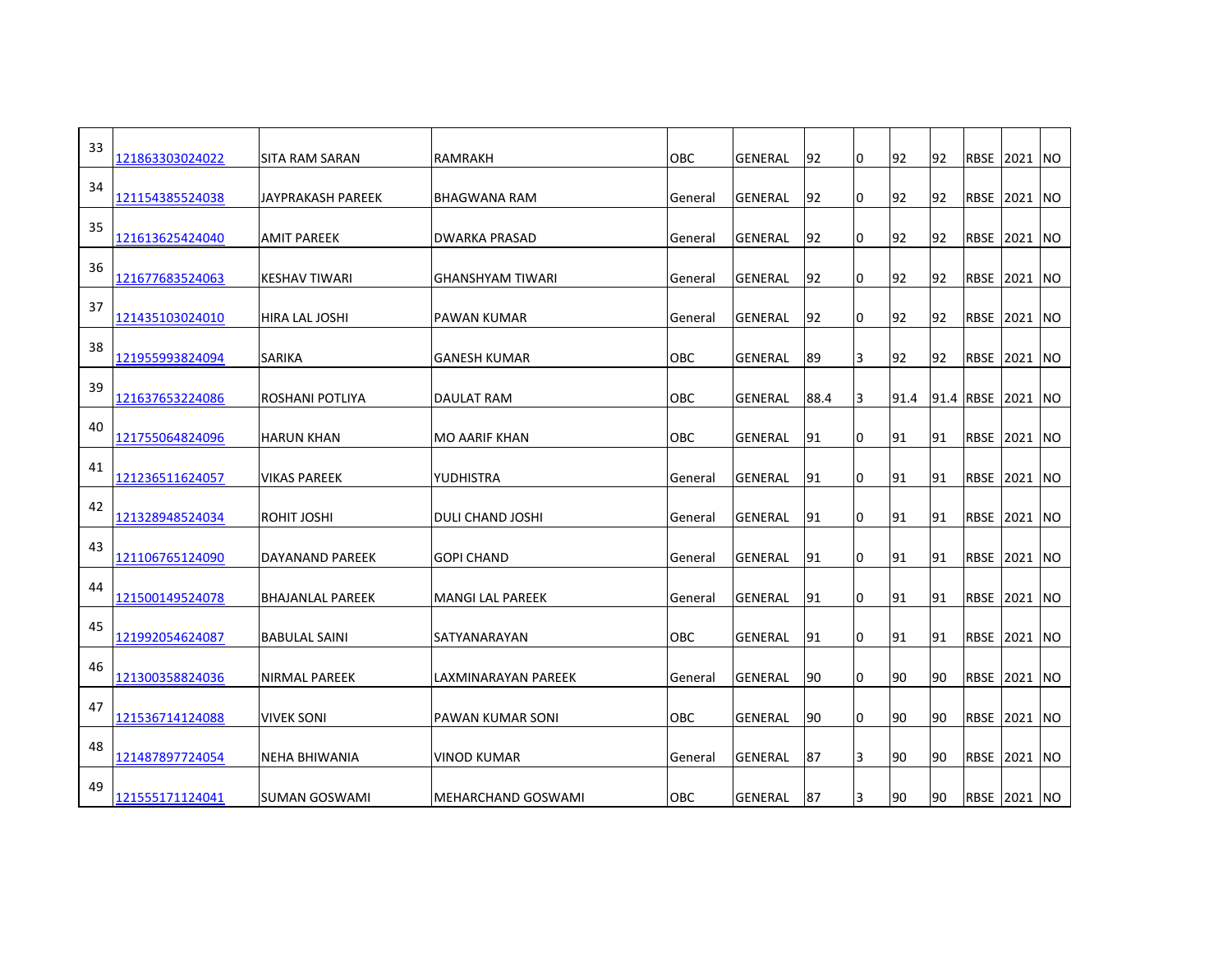| | | | | | | | | | | | | |
|---|---|---|---|---|---|---|---|---|---|---|---|---|
| 33 | 121863303024022 | SITA RAM SARAN | RAMRAKH | OBC | GENERAL | 92 | 0 | 92 | 92 | RBSE | 2021 | NO |
| 34 | 121154385524038 | JAYPRAKASH PAREEK | BHAGWANA RAM | General | GENERAL | 92 | 0 | 92 | 92 | RBSE | 2021 | NO |
| 35 | 121613625424040 | AMIT PAREEK | DWARKA PRASAD | General | GENERAL | 92 | 0 | 92 | 92 | RBSE | 2021 | NO |
| 36 | 121677683524063 | KESHAV TIWARI | GHANSHYAM TIWARI | General | GENERAL | 92 | 0 | 92 | 92 | RBSE | 2021 | NO |
| 37 | 121435103024010 | HIRA LAL JOSHI | PAWAN KUMAR | General | GENERAL | 92 | 0 | 92 | 92 | RBSE | 2021 | NO |
| 38 | 121955993824094 | SARIKA | GANESH KUMAR | OBC | GENERAL | 89 | 3 | 92 | 92 | RBSE | 2021 | NO |
| 39 | 121637653224086 | ROSHANI POTLIYA | DAULAT RAM | OBC | GENERAL | 88.4 | 3 | 91.4 | 91.4 | RBSE | 2021 | NO |
| 40 | 121755064824096 | HARUN KHAN | MO AARIF KHAN | OBC | GENERAL | 91 | 0 | 91 | 91 | RBSE | 2021 | NO |
| 41 | 121236511624057 | VIKAS PAREEK | YUDHISTRA | General | GENERAL | 91 | 0 | 91 | 91 | RBSE | 2021 | NO |
| 42 | 121328948524034 | ROHIT JOSHI | DULI CHAND JOSHI | General | GENERAL | 91 | 0 | 91 | 91 | RBSE | 2021 | NO |
| 43 | 121106765124090 | DAYANAND PAREEK | GOPI CHAND | General | GENERAL | 91 | 0 | 91 | 91 | RBSE | 2021 | NO |
| 44 | 121500149524078 | BHAJANLAL PAREEK | MANGI LAL PAREEK | General | GENERAL | 91 | 0 | 91 | 91 | RBSE | 2021 | NO |
| 45 | 121992054624087 | BABULAL SAINI | SATYANARAYAN | OBC | GENERAL | 91 | 0 | 91 | 91 | RBSE | 2021 | NO |
| 46 | 121300358824036 | NIRMAL PAREEK | LAXMINARAYAN PAREEK | General | GENERAL | 90 | 0 | 90 | 90 | RBSE | 2021 | NO |
| 47 | 121536714124088 | VIVEK SONI | PAWAN KUMAR SONI | OBC | GENERAL | 90 | 0 | 90 | 90 | RBSE | 2021 | NO |
| 48 | 121487897724054 | NEHA BHIWANIA | VINOD KUMAR | General | GENERAL | 87 | 3 | 90 | 90 | RBSE | 2021 | NO |
| 49 | 121555171124041 | SUMAN GOSWAMI | MEHARCHAND GOSWAMI | OBC | GENERAL | 87 | 3 | 90 | 90 | RBSE | 2021 | NO |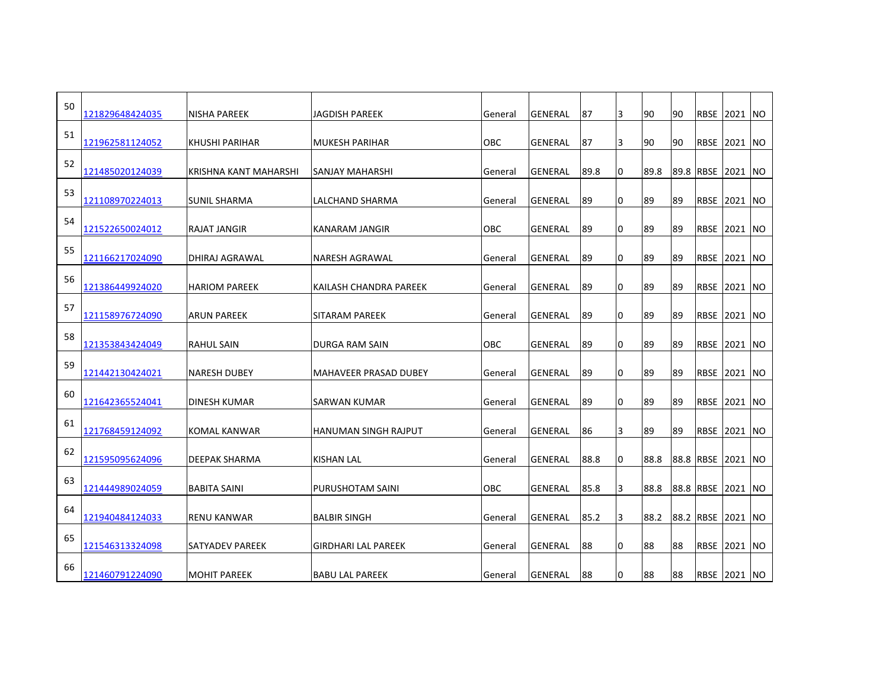| | | | | | | | | | | | | |
|---|---|---|---|---|---|---|---|---|---|---|---|---|
| 50 | 121829648424035 | NISHA PAREEK | JAGDISH PAREEK | General | GENERAL | 87 | 3 | 90 | 90 | RBSE | 2021 | NO |
| 51 | 121962581124052 | KHUSHI PARIHAR | MUKESH PARIHAR | OBC | GENERAL | 87 | 3 | 90 | 90 | RBSE | 2021 | NO |
| 52 | 121485020124039 | KRISHNA KANT MAHARSHI | SANJAY MAHARSHI | General | GENERAL | 89.8 | 0 | 89.8 | 89.8 | RBSE | 2021 | NO |
| 53 | 121108970224013 | SUNIL SHARMA | LALCHAND SHARMA | General | GENERAL | 89 | 0 | 89 | 89 | RBSE | 2021 | NO |
| 54 | 121522650024012 | RAJAT JANGIR | KANARAM JANGIR | OBC | GENERAL | 89 | 0 | 89 | 89 | RBSE | 2021 | NO |
| 55 | 121166217024090 | DHIRAJ AGRAWAL | NARESH AGRAWAL | General | GENERAL | 89 | 0 | 89 | 89 | RBSE | 2021 | NO |
| 56 | 121386449924020 | HARIOM PAREEK | KAILASH CHANDRA PAREEK | General | GENERAL | 89 | 0 | 89 | 89 | RBSE | 2021 | NO |
| 57 | 121158976724090 | ARUN PAREEK | SITARAM PAREEK | General | GENERAL | 89 | 0 | 89 | 89 | RBSE | 2021 | NO |
| 58 | 121353843424049 | RAHUL SAIN | DURGA RAM SAIN | OBC | GENERAL | 89 | 0 | 89 | 89 | RBSE | 2021 | NO |
| 59 | 121442130424021 | NARESH DUBEY | MAHAVEER PRASAD DUBEY | General | GENERAL | 89 | 0 | 89 | 89 | RBSE | 2021 | NO |
| 60 | 121642365524041 | DINESH KUMAR | SARWAN KUMAR | General | GENERAL | 89 | 0 | 89 | 89 | RBSE | 2021 | NO |
| 61 | 121768459124092 | KOMAL KANWAR | HANUMAN SINGH RAJPUT | General | GENERAL | 86 | 3 | 89 | 89 | RBSE | 2021 | NO |
| 62 | 121595095624096 | DEEPAK SHARMA | KISHAN LAL | General | GENERAL | 88.8 | 0 | 88.8 | 88.8 | RBSE | 2021 | NO |
| 63 | 121444989024059 | BABITA SAINI | PURUSHOTAM SAINI | OBC | GENERAL | 85.8 | 3 | 88.8 | 88.8 | RBSE | 2021 | NO |
| 64 | 121940484124033 | RENU KANWAR | BALBIR SINGH | General | GENERAL | 85.2 | 3 | 88.2 | 88.2 | RBSE | 2021 | NO |
| 65 | 121546313324098 | SATYADEV PAREEK | GIRDHARI LAL PAREEK | General | GENERAL | 88 | 0 | 88 | 88 | RBSE | 2021 | NO |
| 66 | 121460791224090 | MOHIT PAREEK | BABU LAL PAREEK | General | GENERAL | 88 | 0 | 88 | 88 | RBSE | 2021 | NO |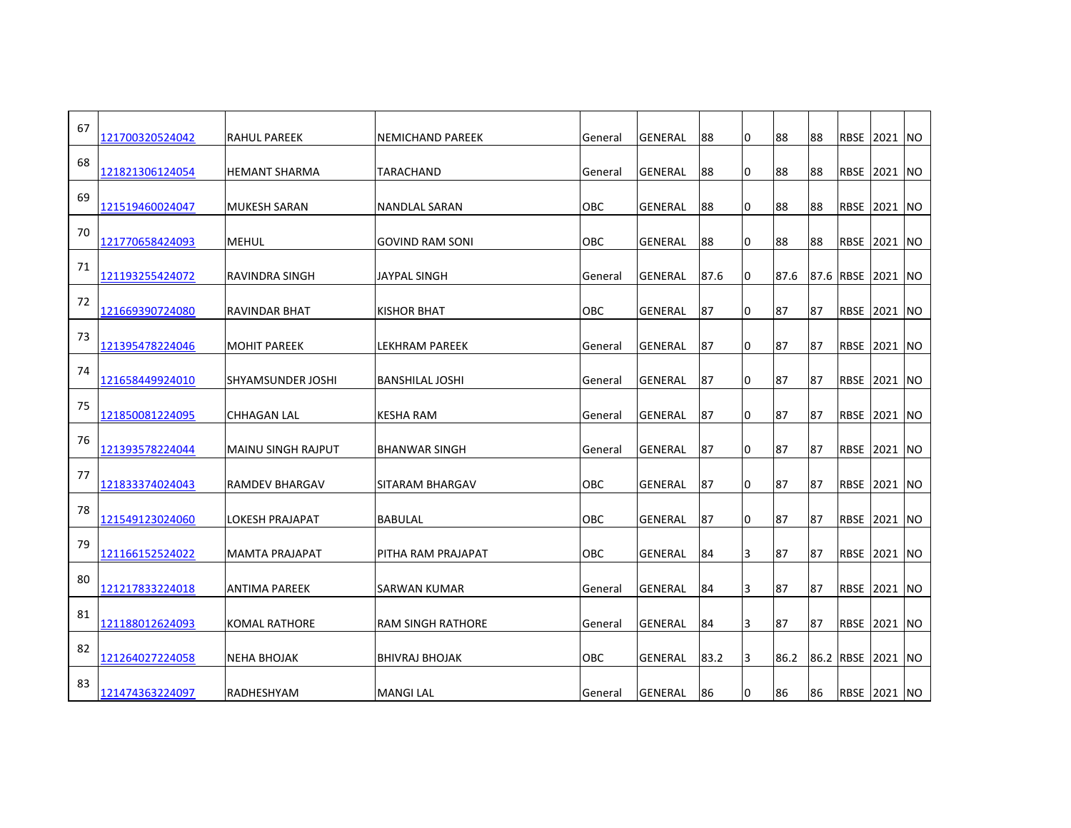| | | | | | | | | | | | | |
|---|---|---|---|---|---|---|---|---|---|---|---|---|
| 67 | 121700320524042 | RAHUL PAREEK | NEMICHAND PAREEK | General | GENERAL | 88 | 0 | 88 | 88 | RBSE | 2021 | NO |
| 68 | 121821306124054 | HEMANT SHARMA | TARACHAND | General | GENERAL | 88 | 0 | 88 | 88 | RBSE | 2021 | NO |
| 69 | 121519460024047 | MUKESH SARAN | NANDLAL SARAN | OBC | GENERAL | 88 | 0 | 88 | 88 | RBSE | 2021 | NO |
| 70 | 121770658424093 | MEHUL | GOVIND RAM SONI | OBC | GENERAL | 88 | 0 | 88 | 88 | RBSE | 2021 | NO |
| 71 | 121193255424072 | RAVINDRA SINGH | JAYPAL SINGH | General | GENERAL | 87.6 | 0 | 87.6 | 87.6 | RBSE | 2021 | NO |
| 72 | 121669390724080 | RAVINDAR BHAT | KISHOR BHAT | OBC | GENERAL | 87 | 0 | 87 | 87 | RBSE | 2021 | NO |
| 73 | 121395478224046 | MOHIT PAREEK | LEKHRAM PAREEK | General | GENERAL | 87 | 0 | 87 | 87 | RBSE | 2021 | NO |
| 74 | 121658449924010 | SHYAMSUNDER JOSHI | BANSHILAL JOSHI | General | GENERAL | 87 | 0 | 87 | 87 | RBSE | 2021 | NO |
| 75 | 121850081224095 | CHHAGAN LAL | KESHA RAM | General | GENERAL | 87 | 0 | 87 | 87 | RBSE | 2021 | NO |
| 76 | 121393578224044 | MAINU SINGH RAJPUT | BHANWAR SINGH | General | GENERAL | 87 | 0 | 87 | 87 | RBSE | 2021 | NO |
| 77 | 121833374024043 | RAMDEV BHARGAV | SITARAM BHARGAV | OBC | GENERAL | 87 | 0 | 87 | 87 | RBSE | 2021 | NO |
| 78 | 121549123024060 | LOKESH PRAJAPAT | BABULAL | OBC | GENERAL | 87 | 0 | 87 | 87 | RBSE | 2021 | NO |
| 79 | 121166152524022 | MAMTA PRAJAPAT | PITHA RAM PRAJAPAT | OBC | GENERAL | 84 | 3 | 87 | 87 | RBSE | 2021 | NO |
| 80 | 121217833224018 | ANTIMA PAREEK | SARWAN KUMAR | General | GENERAL | 84 | 3 | 87 | 87 | RBSE | 2021 | NO |
| 81 | 121188012624093 | KOMAL RATHORE | RAM SINGH RATHORE | General | GENERAL | 84 | 3 | 87 | 87 | RBSE | 2021 | NO |
| 82 | 121264027224058 | NEHA BHOJAK | BHIVRAJ BHOJAK | OBC | GENERAL | 83.2 | 3 | 86.2 | 86.2 | RBSE | 2021 | NO |
| 83 | 121474363224097 | RADHESHYAM | MANGI LAL | General | GENERAL | 86 | 0 | 86 | 86 | RBSE | 2021 | NO |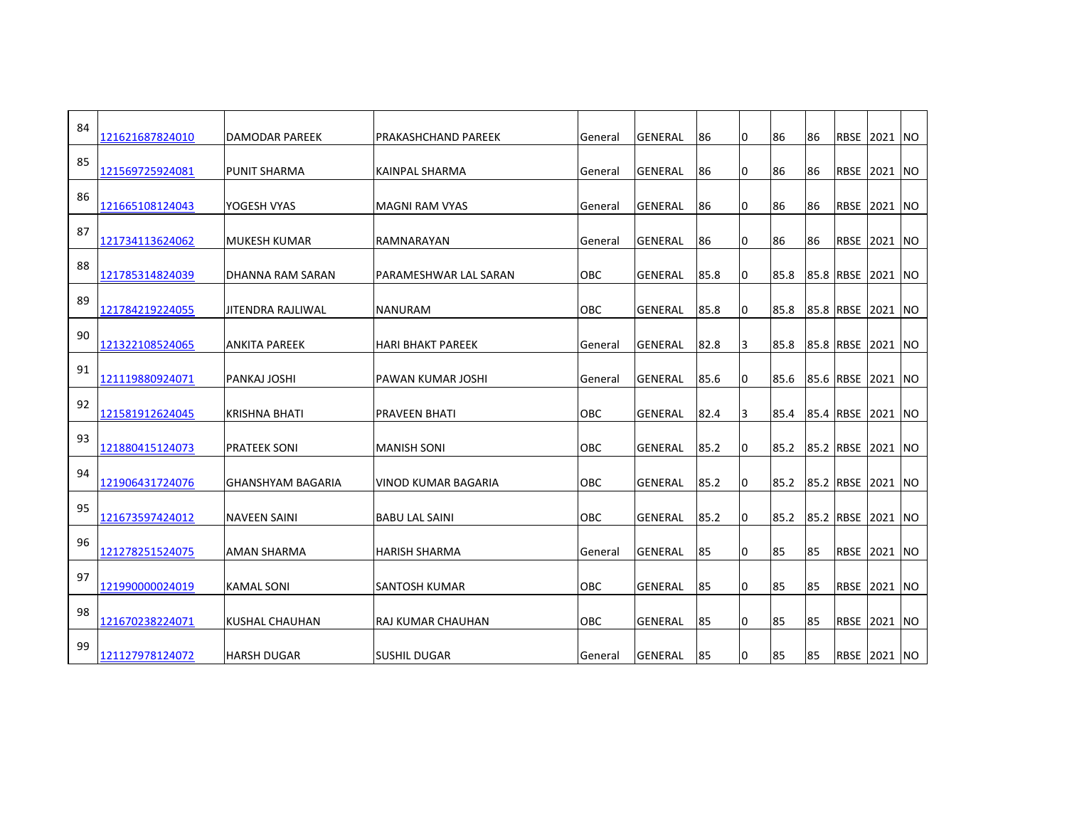| | | | | | | | | | | | | |
|---|---|---|---|---|---|---|---|---|---|---|---|---|
| 84 | 121621687824010 | DAMODAR PAREEK | PRAKASHCHAND PAREEK | General | GENERAL | 86 | 0 | 86 | 86 | RBSE | 2021 | NO |
| 85 | 121569725924081 | PUNIT SHARMA | KAINPAL SHARMA | General | GENERAL | 86 | 0 | 86 | 86 | RBSE | 2021 | NO |
| 86 | 121665108124043 | YOGESH VYAS | MAGNI RAM VYAS | General | GENERAL | 86 | 0 | 86 | 86 | RBSE | 2021 | NO |
| 87 | 121734113624062 | MUKESH KUMAR | RAMNARAYAN | General | GENERAL | 86 | 0 | 86 | 86 | RBSE | 2021 | NO |
| 88 | 121785314824039 | DHANNA RAM SARAN | PARAMESHWAR LAL SARAN | OBC | GENERAL | 85.8 | 0 | 85.8 | 85.8 | RBSE | 2021 | NO |
| 89 | 121784219224055 | JITENDRA RAJLIWAL | NANURAM | OBC | GENERAL | 85.8 | 0 | 85.8 | 85.8 | RBSE | 2021 | NO |
| 90 | 121322108524065 | ANKITA PAREEK | HARI BHAKT PAREEK | General | GENERAL | 82.8 | 3 | 85.8 | 85.8 | RBSE | 2021 | NO |
| 91 | 121119880924071 | PANKAJ JOSHI | PAWAN KUMAR JOSHI | General | GENERAL | 85.6 | 0 | 85.6 | 85.6 | RBSE | 2021 | NO |
| 92 | 121581912624045 | KRISHNA BHATI | PRAVEEN BHATI | OBC | GENERAL | 82.4 | 3 | 85.4 | 85.4 | RBSE | 2021 | NO |
| 93 | 121880415124073 | PRATEEK SONI | MANISH SONI | OBC | GENERAL | 85.2 | 0 | 85.2 | 85.2 | RBSE | 2021 | NO |
| 94 | 121906431724076 | GHANSHYAM BAGARIA | VINOD KUMAR BAGARIA | OBC | GENERAL | 85.2 | 0 | 85.2 | 85.2 | RBSE | 2021 | NO |
| 95 | 121673597424012 | NAVEEN SAINI | BABU LAL SAINI | OBC | GENERAL | 85.2 | 0 | 85.2 | 85.2 | RBSE | 2021 | NO |
| 96 | 121278251524075 | AMAN SHARMA | HARISH SHARMA | General | GENERAL | 85 | 0 | 85 | 85 | RBSE | 2021 | NO |
| 97 | 121990000024019 | KAMAL SONI | SANTOSH KUMAR | OBC | GENERAL | 85 | 0 | 85 | 85 | RBSE | 2021 | NO |
| 98 | 121670238224071 | KUSHAL CHAUHAN | RAJ KUMAR CHAUHAN | OBC | GENERAL | 85 | 0 | 85 | 85 | RBSE | 2021 | NO |
| 99 | 121127978124072 | HARSH DUGAR | SUSHIL DUGAR | General | GENERAL | 85 | 0 | 85 | 85 | RBSE | 2021 | NO |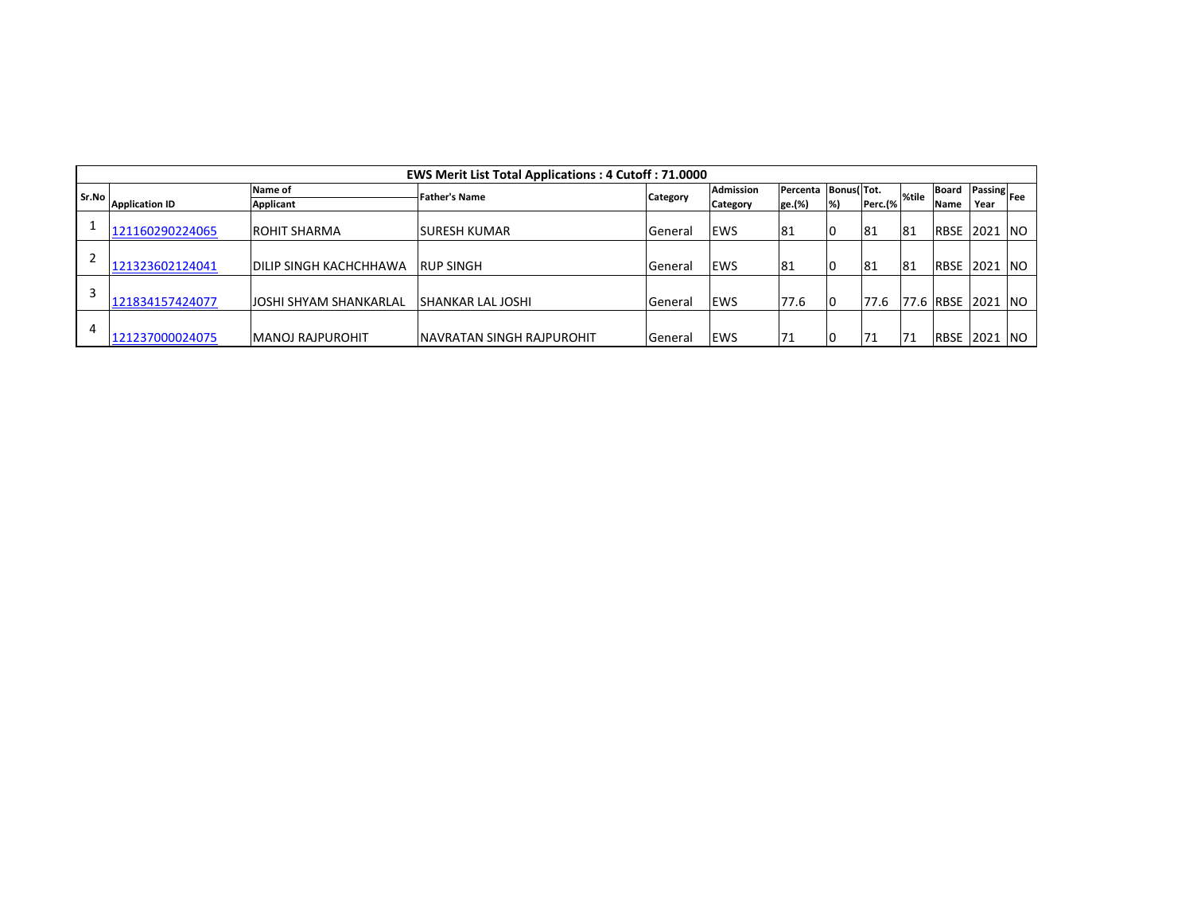| EWS Merit List Total Applications : 4 Cutoff : 71.0000 | | | | | | | | | | | | | |
|---|---|---|---|---|---|---|---|---|---|---|---|---|---|
| Sr.No | Application ID | Name of Applicant | Father's Name | Category | Admission Category | Percentage.(%) | Bonus(%) | Tot. Perc.(% | %tile | Board Name | Passing Year | Fee |
| 1 | 121160290224065 | ROHIT SHARMA | SURESH KUMAR | General | EWS | 81 | 0 | 81 | 81 | RBSE | 2021 | NO |
| 2 | 121323602124041 | DILIP SINGH KACHCHHAWA | RUP SINGH | General | EWS | 81 | 0 | 81 | 81 | RBSE | 2021 | NO |
| 3 | 121834157424077 | JOSHI SHYAM SHANKARLAL | SHANKAR LAL JOSHI | General | EWS | 77.6 | 0 | 77.6 | 77.6 | RBSE | 2021 | NO |
| 4 | 121237000024075 | MANOJ RAJPUROHIT | NAVRATAN SINGH RAJPUROHIT | General | EWS | 71 | 0 | 71 | 71 | RBSE | 2021 | NO |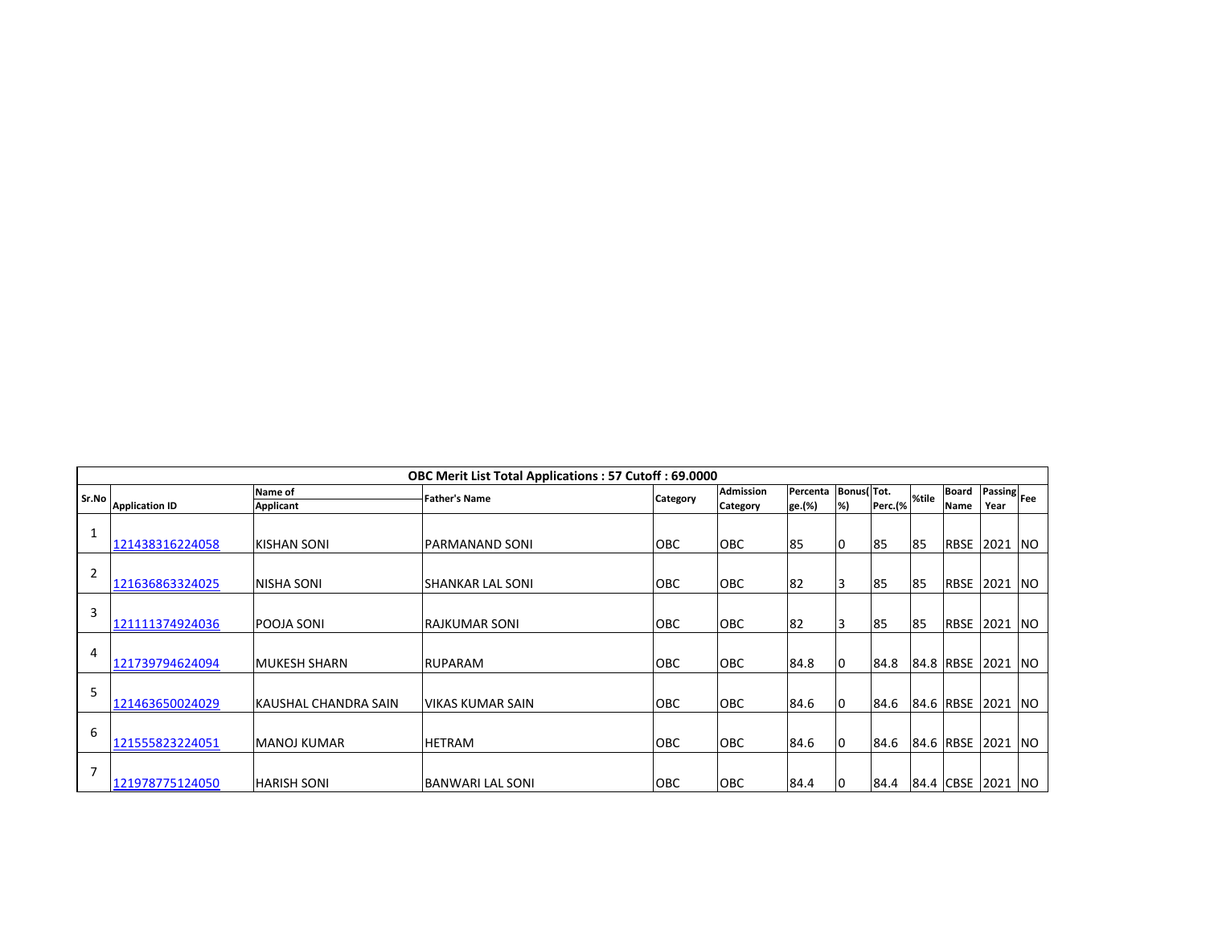| OBC Merit List Total Applications : 57 Cutoff : 69.0000 | | | | | | | | | | | | | |
|---|---|---|---|---|---|---|---|---|---|---|---|---|---|
| Sr.No | Application ID | Name of Applicant | Father's Name | Category | Admission Category | Percentage.(%) | Bonus(%) | Tot. Perc.(% | %tile | Board Name | Passing Year | Fee |
| 1 | 121438316224058 | KISHAN SONI | PARMANAND SONI | OBC | OBC | 85 | 0 | 85 | 85 | RBSE | 2021 | NO |
| 2 | 121636863324025 | NISHA SONI | SHANKAR LAL SONI | OBC | OBC | 82 | 3 | 85 | 85 | RBSE | 2021 | NO |
| 3 | 121111374924036 | POOJA SONI | RAJKUMAR SONI | OBC | OBC | 82 | 3 | 85 | 85 | RBSE | 2021 | NO |
| 4 | 121739794624094 | MUKESH SHARN | RUPARAM | OBC | OBC | 84.8 | 0 | 84.8 | 84.8 | RBSE | 2021 | NO |
| 5 | 121463650024029 | KAUSHAL CHANDRA SAIN | VIKAS KUMAR SAIN | OBC | OBC | 84.6 | 0 | 84.6 | 84.6 | RBSE | 2021 | NO |
| 6 | 121555823224051 | MANOJ KUMAR | HETRAM | OBC | OBC | 84.6 | 0 | 84.6 | 84.6 | RBSE | 2021 | NO |
| 7 | 121978775124050 | HARISH SONI | BANWARI LAL SONI | OBC | OBC | 84.4 | 0 | 84.4 | 84.4 | CBSE | 2021 | NO |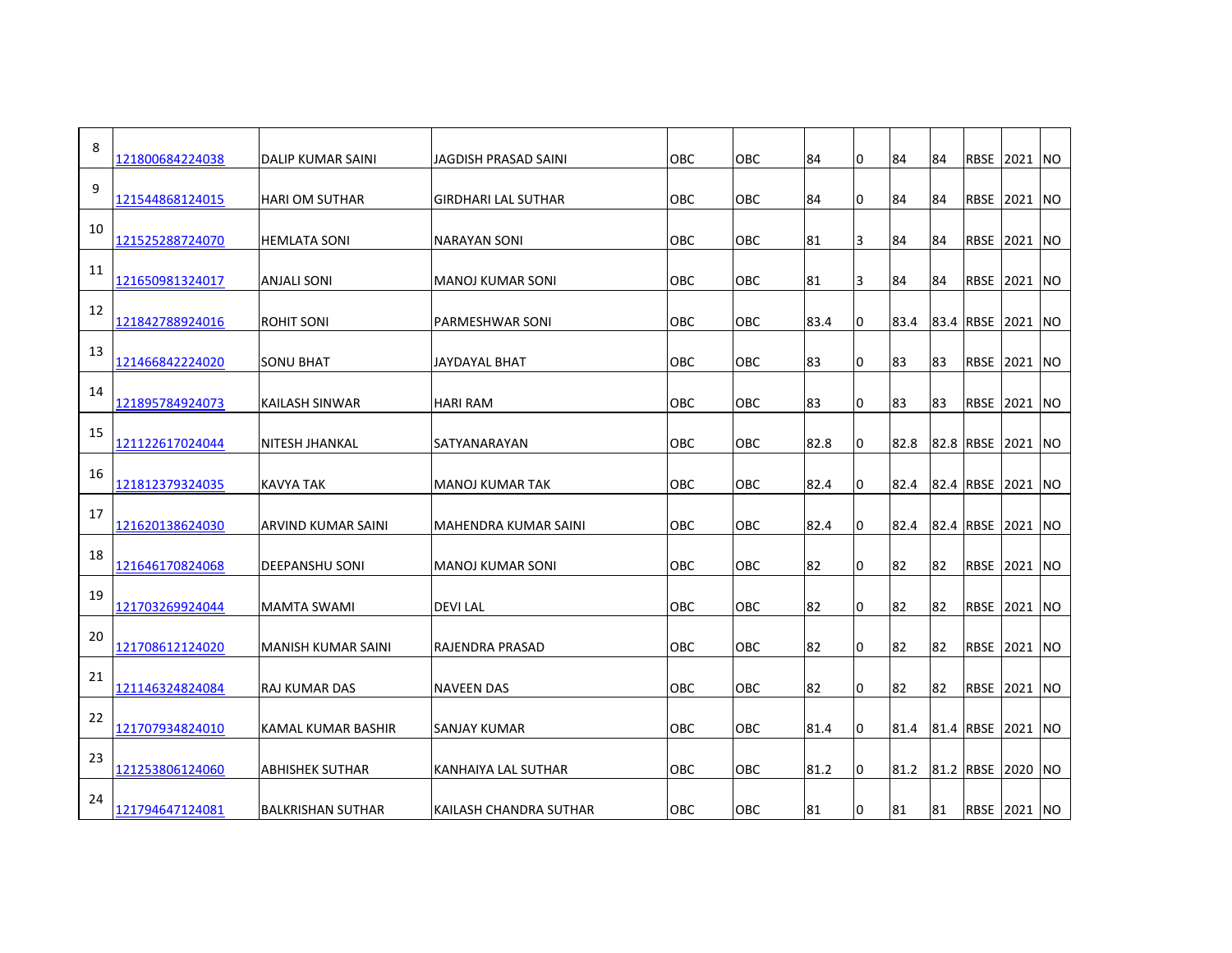| | | | | | | | | | | | | |
|---|---|---|---|---|---|---|---|---|---|---|---|---|
| 8 | 121800684224038 | DALIP KUMAR SAINI | JAGDISH PRASAD SAINI | OBC | OBC | 84 | 0 | 84 | 84 | RBSE | 2021 | NO |
| 9 | 121544868124015 | HARI OM SUTHAR | GIRDHARI LAL SUTHAR | OBC | OBC | 84 | 0 | 84 | 84 | RBSE | 2021 | NO |
| 10 | 121525288724070 | HEMLATA SONI | NARAYAN SONI | OBC | OBC | 81 | 3 | 84 | 84 | RBSE | 2021 | NO |
| 11 | 121650981324017 | ANJALI SONI | MANOJ KUMAR SONI | OBC | OBC | 81 | 3 | 84 | 84 | RBSE | 2021 | NO |
| 12 | 121842788924016 | ROHIT SONI | PARMESHWAR SONI | OBC | OBC | 83.4 | 0 | 83.4 | 83.4 | RBSE | 2021 | NO |
| 13 | 121466842224020 | SONU BHAT | JAYDAYAL BHAT | OBC | OBC | 83 | 0 | 83 | 83 | RBSE | 2021 | NO |
| 14 | 121895784924073 | KAILASH SINWAR | HARI RAM | OBC | OBC | 83 | 0 | 83 | 83 | RBSE | 2021 | NO |
| 15 | 121122617024044 | NITESH JHANKAL | SATYANARAYAN | OBC | OBC | 82.8 | 0 | 82.8 | 82.8 | RBSE | 2021 | NO |
| 16 | 121812379324035 | KAVYA TAK | MANOJ KUMAR TAK | OBC | OBC | 82.4 | 0 | 82.4 | 82.4 | RBSE | 2021 | NO |
| 17 | 121620138624030 | ARVIND KUMAR SAINI | MAHENDRA KUMAR SAINI | OBC | OBC | 82.4 | 0 | 82.4 | 82.4 | RBSE | 2021 | NO |
| 18 | 121646170824068 | DEEPANSHU SONI | MANOJ KUMAR SONI | OBC | OBC | 82 | 0 | 82 | 82 | RBSE | 2021 | NO |
| 19 | 121703269924044 | MAMTA SWAMI | DEVI LAL | OBC | OBC | 82 | 0 | 82 | 82 | RBSE | 2021 | NO |
| 20 | 121708612124020 | MANISH KUMAR SAINI | RAJENDRA PRASAD | OBC | OBC | 82 | 0 | 82 | 82 | RBSE | 2021 | NO |
| 21 | 121146324824084 | RAJ KUMAR DAS | NAVEEN DAS | OBC | OBC | 82 | 0 | 82 | 82 | RBSE | 2021 | NO |
| 22 | 121707934824010 | KAMAL KUMAR BASHIR | SANJAY KUMAR | OBC | OBC | 81.4 | 0 | 81.4 | 81.4 | RBSE | 2021 | NO |
| 23 | 121253806124060 | ABHISHEK SUTHAR | KANHAIYA LAL SUTHAR | OBC | OBC | 81.2 | 0 | 81.2 | 81.2 | RBSE | 2020 | NO |
| 24 | 121794647124081 | BALKRISHAN SUTHAR | KAILASH CHANDRA SUTHAR | OBC | OBC | 81 | 0 | 81 | 81 | RBSE | 2021 | NO |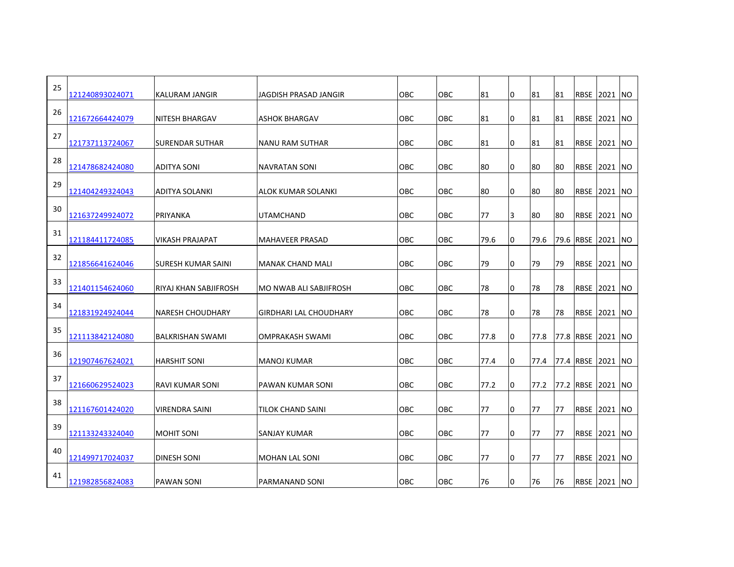| | | | | | | | | | | | | |
|---|---|---|---|---|---|---|---|---|---|---|---|---|
| 25 | 121240893024071 | KALURAM JANGIR | JAGDISH PRASAD JANGIR | OBC | OBC | 81 | 0 | 81 | 81 | RBSE | 2021 | NO |
| 26 | 121672664424079 | NITESH BHARGAV | ASHOK BHARGAV | OBC | OBC | 81 | 0 | 81 | 81 | RBSE | 2021 | NO |
| 27 | 121737113724067 | SURENDAR SUTHAR | NANU RAM SUTHAR | OBC | OBC | 81 | 0 | 81 | 81 | RBSE | 2021 | NO |
| 28 | 121478682424080 | ADITYA SONI | NAVRATAN SONI | OBC | OBC | 80 | 0 | 80 | 80 | RBSE | 2021 | NO |
| 29 | 121404249324043 | ADITYA SOLANKI | ALOK KUMAR SOLANKI | OBC | OBC | 80 | 0 | 80 | 80 | RBSE | 2021 | NO |
| 30 | 121637249924072 | PRIYANKA | UTAMCHAND | OBC | OBC | 77 | 3 | 80 | 80 | RBSE | 2021 | NO |
| 31 | 121184411724085 | VIKASH PRAJAPAT | MAHAVEER PRASAD | OBC | OBC | 79.6 | 0 | 79.6 | 79.6 | RBSE | 2021 | NO |
| 32 | 121856641624046 | SURESH KUMAR SAINI | MANAK CHAND MALI | OBC | OBC | 79 | 0 | 79 | 79 | RBSE | 2021 | NO |
| 33 | 121401154624060 | RIYAJ KHAN SABJIFROSH | MO NWAB ALI SABJIFROSH | OBC | OBC | 78 | 0 | 78 | 78 | RBSE | 2021 | NO |
| 34 | 121831924924044 | NARESH CHOUDHARY | GIRDHARI LAL CHOUDHARY | OBC | OBC | 78 | 0 | 78 | 78 | RBSE | 2021 | NO |
| 35 | 121113842124080 | BALKRISHAN SWAMI | OMPRAKASH SWAMI | OBC | OBC | 77.8 | 0 | 77.8 | 77.8 | RBSE | 2021 | NO |
| 36 | 121907467624021 | HARSHIT SONI | MANOJ KUMAR | OBC | OBC | 77.4 | 0 | 77.4 | 77.4 | RBSE | 2021 | NO |
| 37 | 121660629524023 | RAVI KUMAR SONI | PAWAN KUMAR SONI | OBC | OBC | 77.2 | 0 | 77.2 | 77.2 | RBSE | 2021 | NO |
| 38 | 121167601424020 | VIRENDRA SAINI | TILOK CHAND SAINI | OBC | OBC | 77 | 0 | 77 | 77 | RBSE | 2021 | NO |
| 39 | 121133243324040 | MOHIT SONI | SANJAY KUMAR | OBC | OBC | 77 | 0 | 77 | 77 | RBSE | 2021 | NO |
| 40 | 121499717024037 | DINESH SONI | MOHAN LAL SONI | OBC | OBC | 77 | 0 | 77 | 77 | RBSE | 2021 | NO |
| 41 | 121982856824083 | PAWAN SONI | PARMANAND SONI | OBC | OBC | 76 | 0 | 76 | 76 | RBSE | 2021 | NO |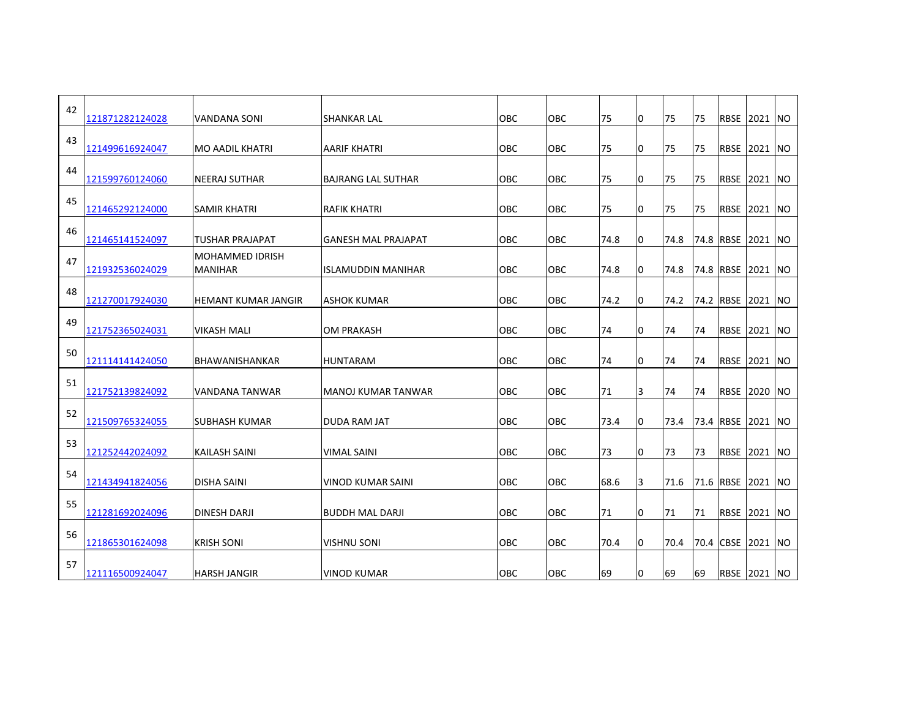| | | | | | | | | | | | | |
|---|---|---|---|---|---|---|---|---|---|---|---|---|
| 42 | 121871282124028 | VANDANA SONI | SHANKAR LAL | OBC | OBC | 75 | 0 | 75 | 75 | RBSE | 2021 | NO |
| 43 | 121499616924047 | MO AADIL KHATRI | AARIF KHATRI | OBC | OBC | 75 | 0 | 75 | 75 | RBSE | 2021 | NO |
| 44 | 121599760124060 | NEERAJ SUTHAR | BAJRANG LAL SUTHAR | OBC | OBC | 75 | 0 | 75 | 75 | RBSE | 2021 | NO |
| 45 | 121465292124000 | SAMIR KHATRI | RAFIK KHATRI | OBC | OBC | 75 | 0 | 75 | 75 | RBSE | 2021 | NO |
| 46 | 121465141524097 | TUSHAR PRAJAPAT | GANESH MAL PRAJAPAT | OBC | OBC | 74.8 | 0 | 74.8 | 74.8 | RBSE | 2021 | NO |
| 47 | 121932536024029 | MOHAMMED IDRISH MANIHAR | ISLAMUDDIN MANIHAR | OBC | OBC | 74.8 | 0 | 74.8 | 74.8 | RBSE | 2021 | NO |
| 48 | 121270017924030 | HEMANT KUMAR JANGIR | ASHOK KUMAR | OBC | OBC | 74.2 | 0 | 74.2 | 74.2 | RBSE | 2021 | NO |
| 49 | 121752365024031 | VIKASH MALI | OM PRAKASH | OBC | OBC | 74 | 0 | 74 | 74 | RBSE | 2021 | NO |
| 50 | 121114141424050 | BHAWANISHANKAR | HUNTARAM | OBC | OBC | 74 | 0 | 74 | 74 | RBSE | 2021 | NO |
| 51 | 121752139824092 | VANDANA TANWAR | MANOJ KUMAR TANWAR | OBC | OBC | 71 | 3 | 74 | 74 | RBSE | 2020 | NO |
| 52 | 121509765324055 | SUBHASH KUMAR | DUDA RAM JAT | OBC | OBC | 73.4 | 0 | 73.4 | 73.4 | RBSE | 2021 | NO |
| 53 | 121252442024092 | KAILASH SAINI | VIMAL SAINI | OBC | OBC | 73 | 0 | 73 | 73 | RBSE | 2021 | NO |
| 54 | 121434941824056 | DISHA SAINI | VINOD KUMAR SAINI | OBC | OBC | 68.6 | 3 | 71.6 | 71.6 | RBSE | 2021 | NO |
| 55 | 121281692024096 | DINESH DARJI | BUDDH MAL DARJI | OBC | OBC | 71 | 0 | 71 | 71 | RBSE | 2021 | NO |
| 56 | 121865301624098 | KRISH SONI | VISHNU SONI | OBC | OBC | 70.4 | 0 | 70.4 | 70.4 | CBSE | 2021 | NO |
| 57 | 121116500924047 | HARSH JANGIR | VINOD KUMAR | OBC | OBC | 69 | 0 | 69 | 69 | RBSE | 2021 | NO |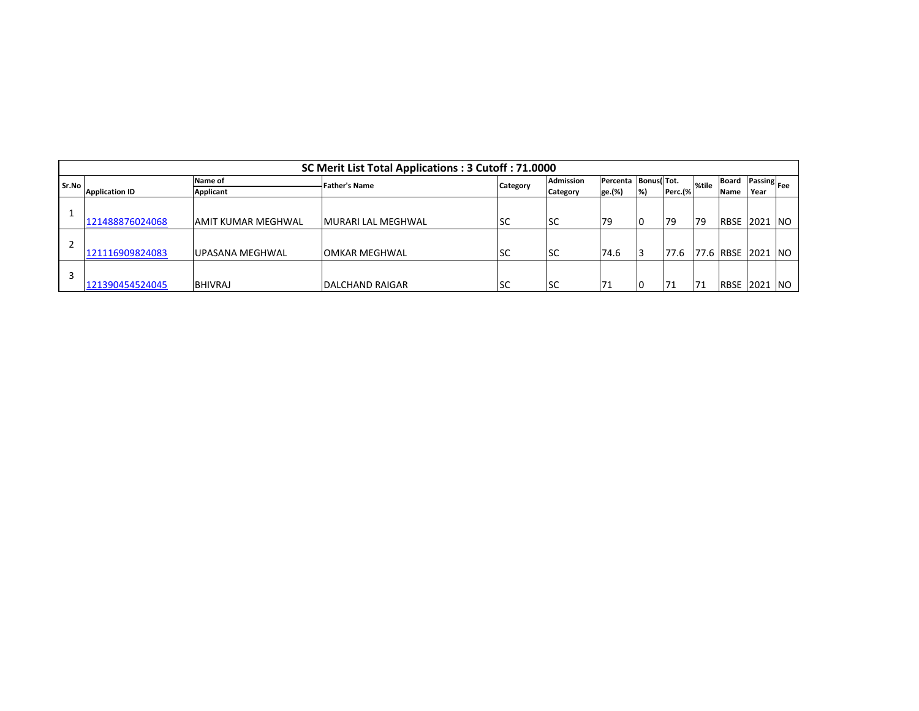| SC Merit List Total Applications : 3 Cutoff : 71.0000 | | | | | | | | | | | | | |
|---|---|---|---|---|---|---|---|---|---|---|---|---|---|
| Sr.No | Application ID | Name of Applicant | Father's Name | Category | Admission Category | Percentage.(%) | Bonus(%) | Tot. Perc.(% | %tile | Board Name | Passing Year | Fee |
| 1 | 121488876024068 | AMIT KUMAR MEGHWAL | MURARI LAL MEGHWAL | SC | SC | 79 | 0 | 79 | 79 | RBSE | 2021 | NO |
| 2 | 121116909824083 | UPASANA MEGHWAL | OMKAR MEGHWAL | SC | SC | 74.6 | 3 | 77.6 | 77.6 | RBSE | 2021 | NO |
| 3 | 121390454524045 | BHIVRAJ | DALCHAND RAIGAR | SC | SC | 71 | 0 | 71 | 71 | RBSE | 2021 | NO |